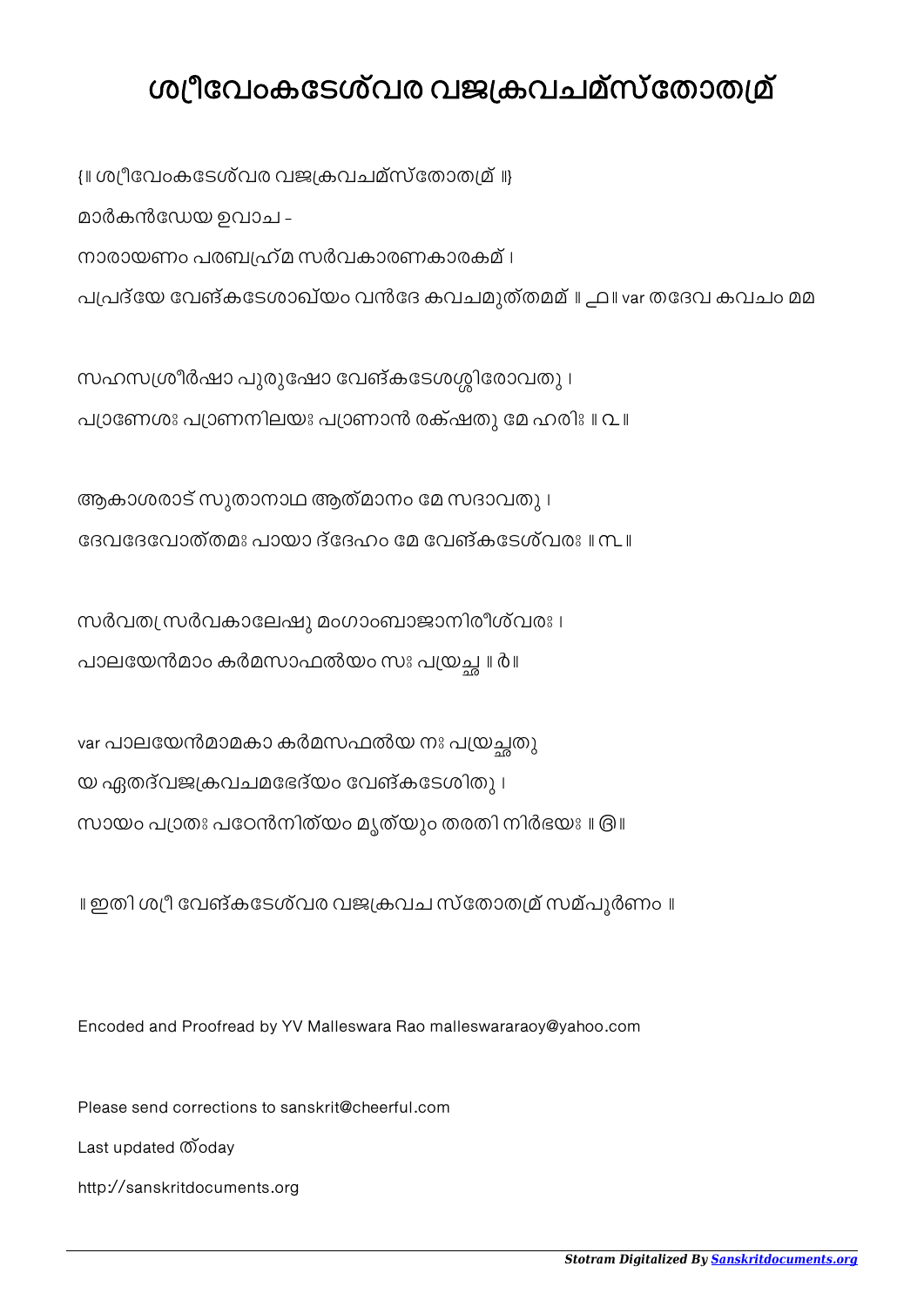# ശ്രീവേംകടേശ്വര വജ്രകവചമ്സ്തോത്രമ്

{॥ ശ്രീവേംകടേശ്വര വജ്രകവചമ്സ്തോത്രമ് ॥}

മാർകൻഡേയ ഉവാച -

നാരായണം പരബ്രഹ്മ സർവകാരണകാരകമ് ।

പ്രപദ്യേ വേങ്കടേശാഖ്യം വൻദേ കവചമുത്തമമ് ॥ ൧॥ var തദേവ കവചം മമ

സഹസ്രശീർഷാ പുരുഷോ വേങ്കടേശശ്ശിരോവതു ।

പ്രാണേശഃ പ്രാണനിലയഃ പ്രാണാൻ രക്ഷതു മേ ഹരിഃ ॥ ൨॥

ആകാശരാട് സുതാനാഥ ആത്മാനം മേ സദാവതു ।

ദേവദേവോത്തമഃ പായാ ദ്ദേഹം മേ വേങ്കടേശ്വരഃ ॥ ൩॥

സർവത്ര സർവകാലേഷു മംഗാംബാജാനിരീശ്വരഃ ।

പാലയേൻമാം കർമസാഫൽയം സഃ പ്രയച്ഛ ॥ ൪॥

var പാലയേൻമാമകാ കർമസഫൽയ നഃ പ്രയച്ഛതു

യ ഏതദ്വജ്രകവചമഭേദ്യം വേങ്കടേശിതു ।

സായം പ്രാതഃ പഠേൻനിത്യം മൃത്യും തരതി നിർഭയഃ ॥ ൫॥

॥ ഇതി ശ്രീ വേങ്കടേശ്വര വജ്രകവച സ്തോത്രമ് സമ്പൂർണം ॥

Encoded and Proofread by YV Malleswara Rao malleswararaoy@yahoo.com

Please send corrections to sanskrit@cheerful.com

Last updated ത്oday

http://sanskritdocuments.org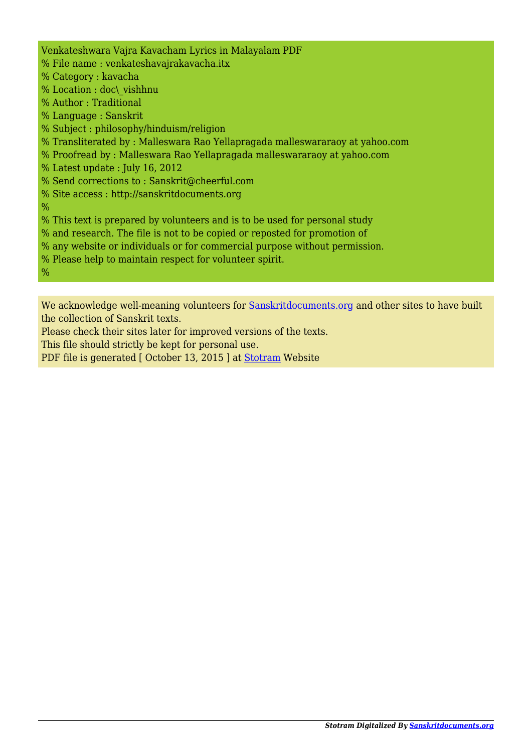Venkateshwara Vajra Kavacham Lyrics in Malayalam PDF
% File name : venkateshavajrakavacha.itx
% Category : kavacha
% Location : doc\_vishhnu
% Author : Traditional
% Language : Sanskrit
% Subject : philosophy/hinduism/religion
% Transliterated by : Malleswara Rao Yellapragada malleswararaoy at yahoo.com
% Proofread by : Malleswara Rao Yellapragada malleswararaoy at yahoo.com
% Latest update : July 16, 2012
% Send corrections to : Sanskrit@cheerful.com
% Site access : http://sanskritdocuments.org
%
% This text is prepared by volunteers and is to be used for personal study
% and research. The file is not to be copied or reposted for promotion of
% any website or individuals or for commercial purpose without permission.
% Please help to maintain respect for volunteer spirit.
%

We acknowledge well-meaning volunteers for Sanskritdocuments.org and other sites to have built the collection of Sanskrit texts.
Please check their sites later for improved versions of the texts.
This file should strictly be kept for personal use.
PDF file is generated [ October 13, 2015 ] at Stotram Website